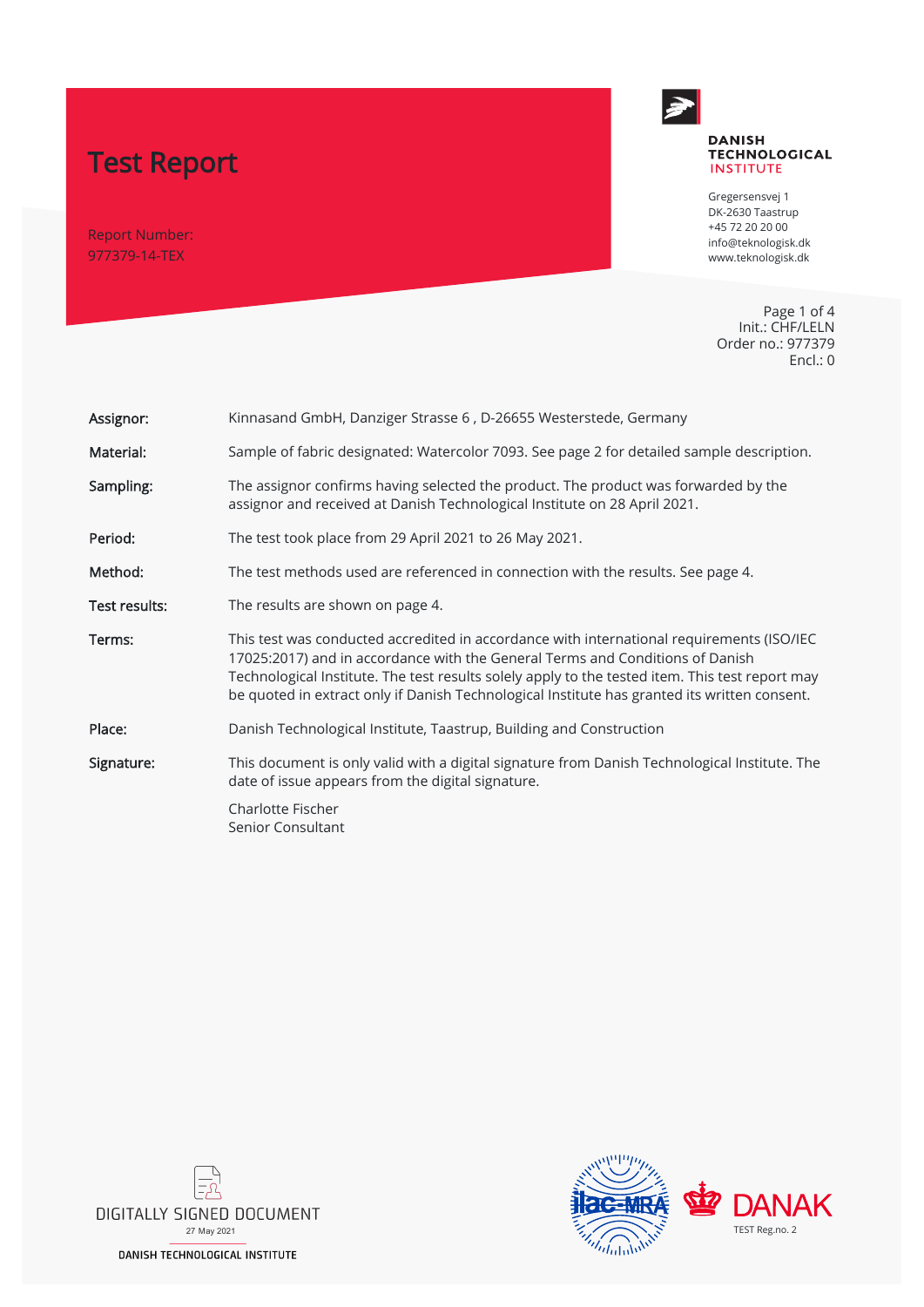# Test Report

Report Number:
977379-14-TEX

**DANISH TECHNOLOGICAL INSTITUTE**

Gregersensvej 1
DK-2630 Taastrup
+45 72 20 20 00
info@teknologisk.dk
www.teknologisk.dk

Page 1 of 4
Init.: CHF/LELN
Order no.: 977379
Encl.: 0

| | |
|---|---|
| **Assignor:** | Kinnasand GmbH, Danziger Strasse 6 , D-26655 Westerstede, Germany |
| **Material:** | Sample of fabric designated: Watercolor 7093. See page 2 for detailed sample description. |
| **Sampling:** | The assignor confirms having selected the product. The product was forwarded by the assignor and received at Danish Technological Institute on 28 April 2021. |
| **Period:** | The test took place from 29 April 2021 to 26 May 2021. |
| **Method:** | The test methods used are referenced in connection with the results. See page 4. |
| **Test results:** | The results are shown on page 4. |
| **Terms:** | This test was conducted accredited in accordance with international requirements (ISO/IEC 17025:2017) and in accordance with the General Terms and Conditions of Danish Technological Institute. The test results solely apply to the tested item. This test report may be quoted in extract only if Danish Technological Institute has granted its written consent. |
| **Place:** | Danish Technological Institute, Taastrup, Building and Construction |
| **Signature:** | This document is only valid with a digital signature from Danish Technological Institute. The date of issue appears from the digital signature.<br><br>Charlotte Fischer<br>Senior Consultant |

DIGITALLY SIGNED DOCUMENT
27 May 2021
DANISH TECHNOLOGICAL INSTITUTE

ilac-MRA

DANAK
TEST Reg.no. 2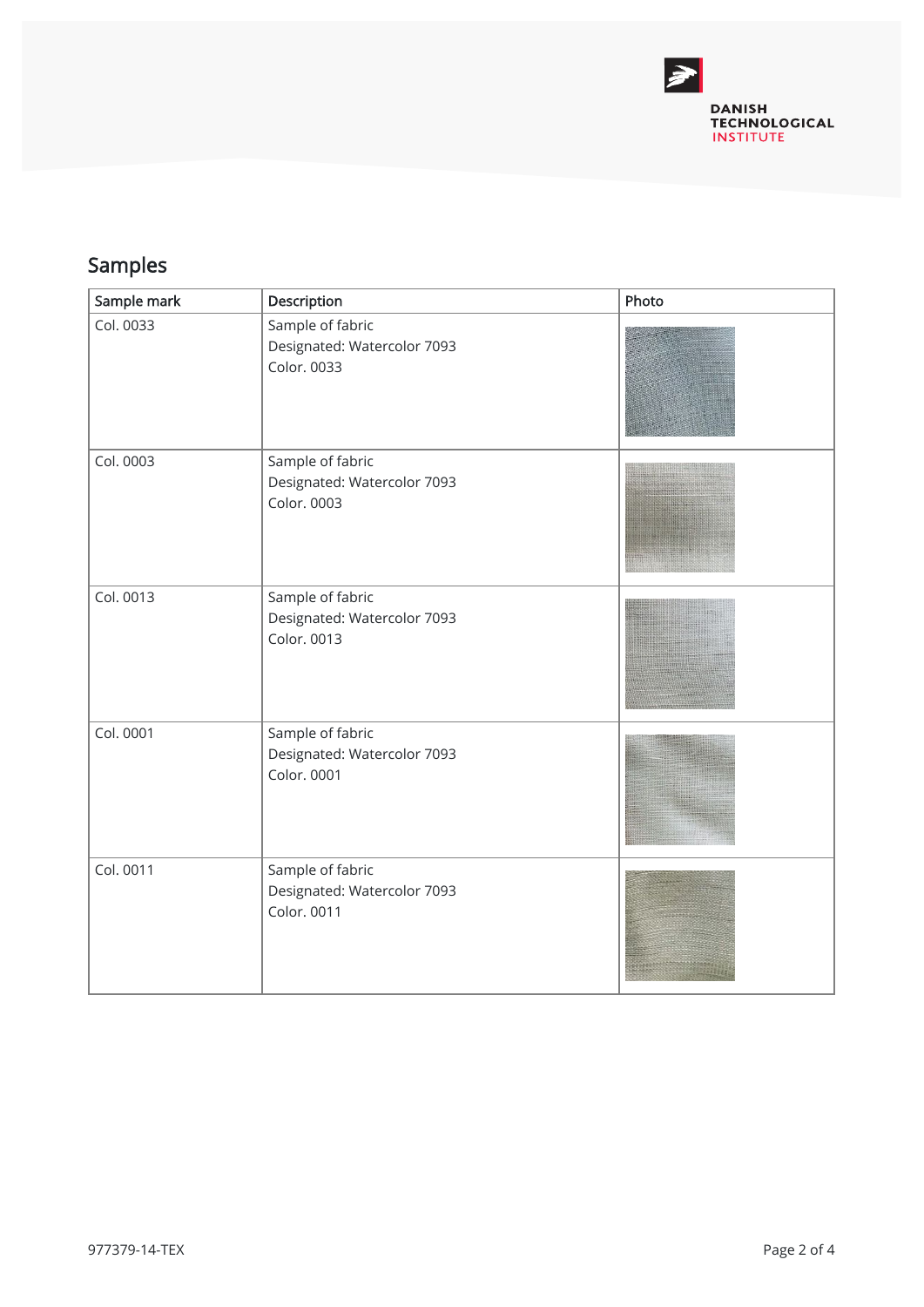## Samples

| Sample mark | Description | Photo |
|---|---|---|
| Col. 0033 | Sample of fabric<br>Designated: Watercolor 7093<br>Color. 0033 | |
| Col. 0003 | Sample of fabric<br>Designated: Watercolor 7093<br>Color. 0003 | |
| Col. 0013 | Sample of fabric<br>Designated: Watercolor 7093<br>Color. 0013 | |
| Col. 0001 | Sample of fabric<br>Designated: Watercolor 7093<br>Color. 0001 | |
| Col. 0011 | Sample of fabric<br>Designated: Watercolor 7093<br>Color. 0011 | |

977379-14-TEX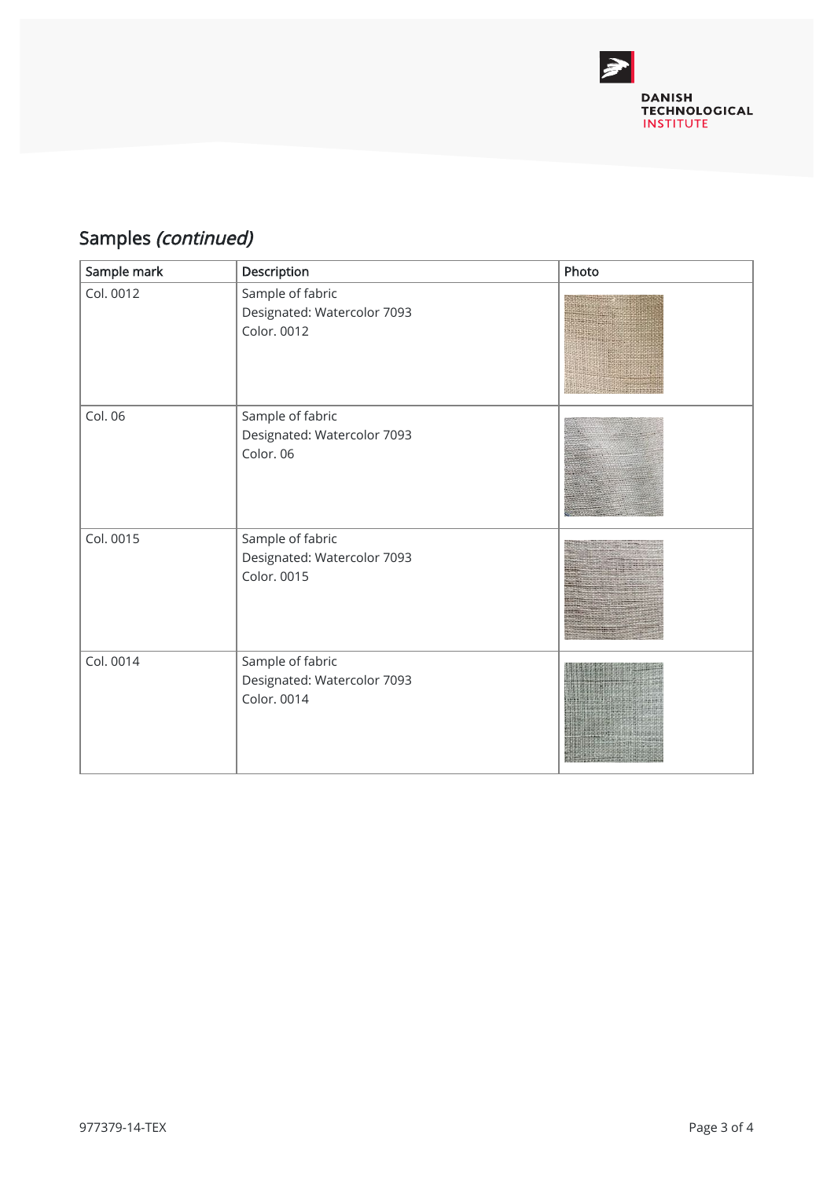## Samples *(continued)*

| Sample mark | Description | Photo |
|---|---|---|
| Col. 0012 | Sample of fabric<br>Designated: Watercolor 7093<br>Color. 0012 | |
| Col. 06 | Sample of fabric<br>Designated: Watercolor 7093<br>Color. 06 | |
| Col. 0015 | Sample of fabric<br>Designated: Watercolor 7093<br>Color. 0015 | |
| Col. 0014 | Sample of fabric<br>Designated: Watercolor 7093<br>Color. 0014 | |

977379-14-TEX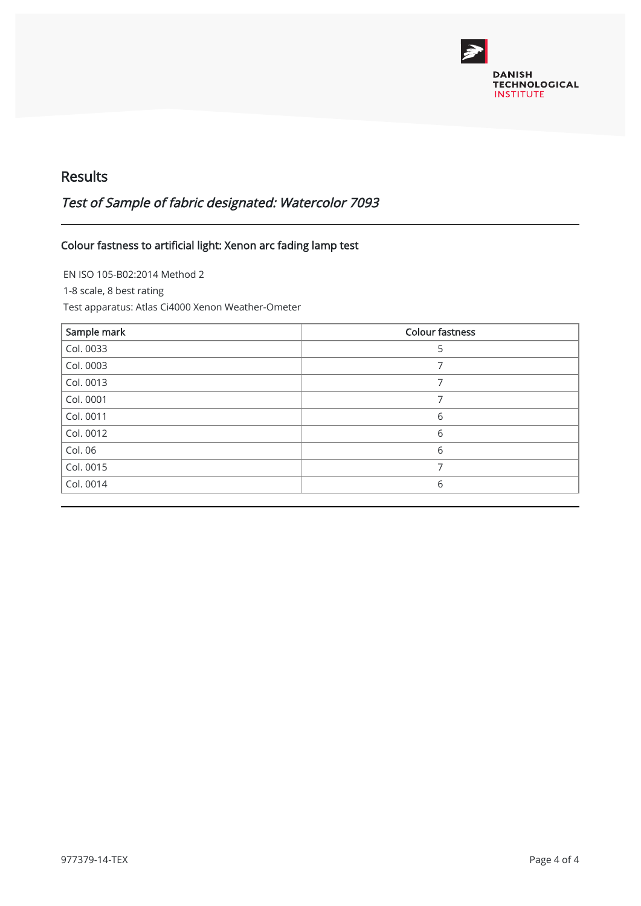## Results

### *Test of Sample of fabric designated: Watercolor 7093*

### Colour fastness to artificial light: Xenon arc fading lamp test

EN ISO 105-B02:2014 Method 2

1-8 scale, 8 best rating

Test apparatus: Atlas Ci4000 Xenon Weather-Ometer

| Sample mark | Colour fastness |
|---|---|
| Col. 0033 | 5 |
| Col. 0003 | 7 |
| Col. 0013 | 7 |
| Col. 0001 | 7 |
| Col. 0011 | 6 |
| Col. 0012 | 6 |
| Col. 06 | 6 |
| Col. 0015 | 7 |
| Col. 0014 | 6 |